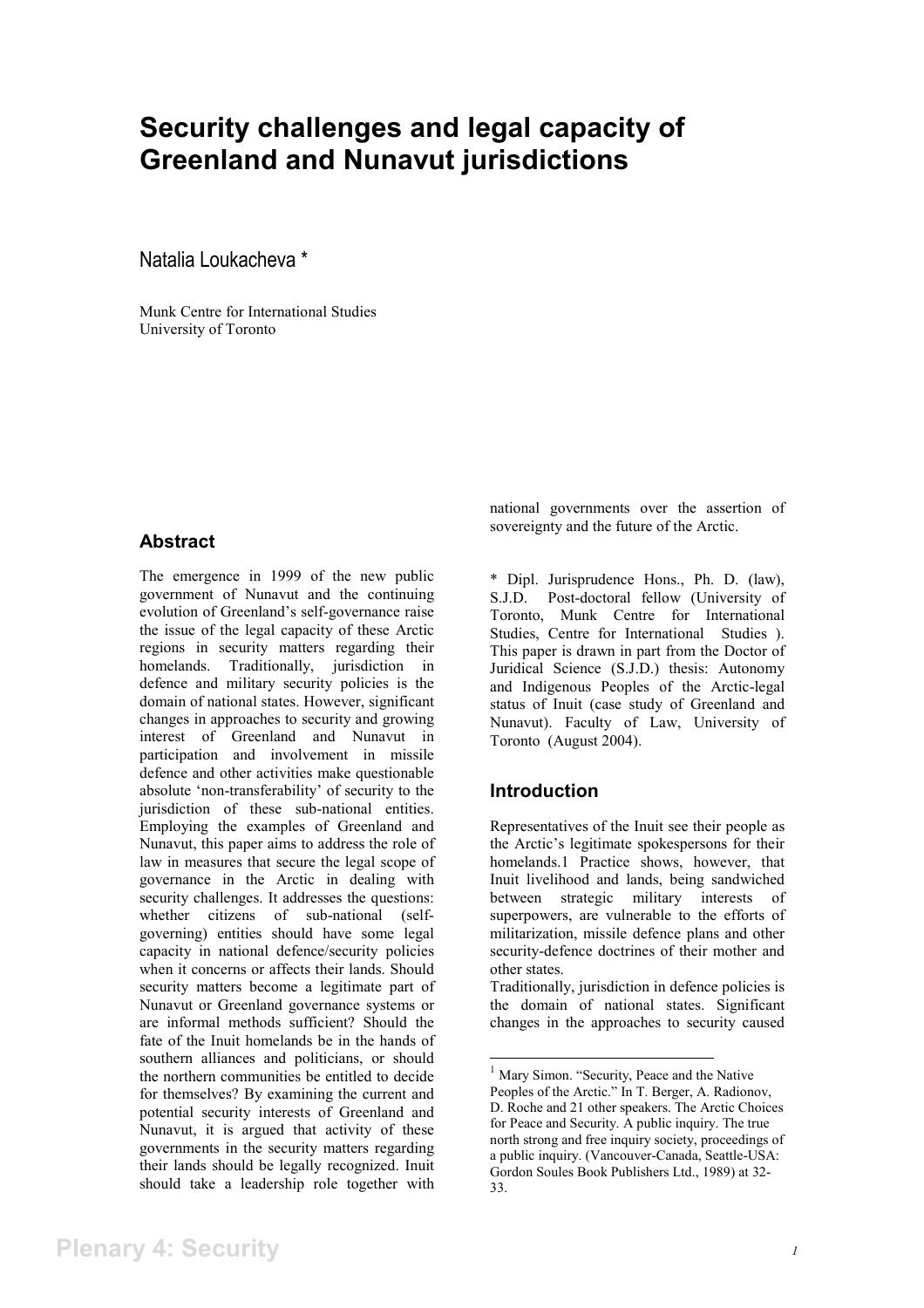# Security challenges and legal capacity of Greenland and Nunavut jurisdictions

Natalia Loukacheva *

Munk Centre for International Studies
University of Toronto

## Abstract

The emergence in 1999 of the new public government of Nunavut and the continuing evolution of Greenland's self-governance raise the issue of the legal capacity of these Arctic regions in security matters regarding their homelands. Traditionally, jurisdiction in defence and military security policies is the domain of national states. However, significant changes in approaches to security and growing interest of Greenland and Nunavut in participation and involvement in missile defence and other activities make questionable absolute 'non-transferability' of security to the jurisdiction of these sub-national entities. Employing the examples of Greenland and Nunavut, this paper aims to address the role of law in measures that secure the legal scope of governance in the Arctic in dealing with security challenges. It addresses the questions: whether citizens of sub-national (self-governing) entities should have some legal capacity in national defence/security policies when it concerns or affects their lands. Should security matters become a legitimate part of Nunavut or Greenland governance systems or are informal methods sufficient? Should the fate of the Inuit homelands be in the hands of southern alliances and politicians, or should the northern communities be entitled to decide for themselves? By examining the current and potential security interests of Greenland and Nunavut, it is argued that activity of these governments in the security matters regarding their lands should be legally recognized. Inuit should take a leadership role together with national governments over the assertion of sovereignty and the future of the Arctic.

\* Dipl. Jurisprudence Hons., Ph. D. (law), S.J.D. Post-doctoral fellow (University of Toronto, Munk Centre for International Studies, Centre for International Studies ). This paper is drawn in part from the Doctor of Juridical Science (S.J.D.) thesis: Autonomy and Indigenous Peoples of the Arctic-legal status of Inuit (case study of Greenland and Nunavut). Faculty of Law, University of Toronto (August 2004).

## Introduction

Representatives of the Inuit see their people as the Arctic's legitimate spokespersons for their homelands.[1] Practice shows, however, that Inuit livelihood and lands, being sandwiched between strategic military interests of superpowers, are vulnerable to the efforts of militarization, missile defence plans and other security-defence doctrines of their mother and other states.

Traditionally, jurisdiction in defence policies is the domain of national states. Significant changes in the approaches to security caused

[1] Mary Simon. "Security, Peace and the Native Peoples of the Arctic." In T. Berger, A. Radionov, D. Roche and 21 other speakers. The Arctic Choices for Peace and Security. A public inquiry. The true north strong and free inquiry society, proceedings of a public inquiry. (Vancouver-Canada, Seattle-USA: Gordon Soules Book Publishers Ltd., 1989) at 32-33.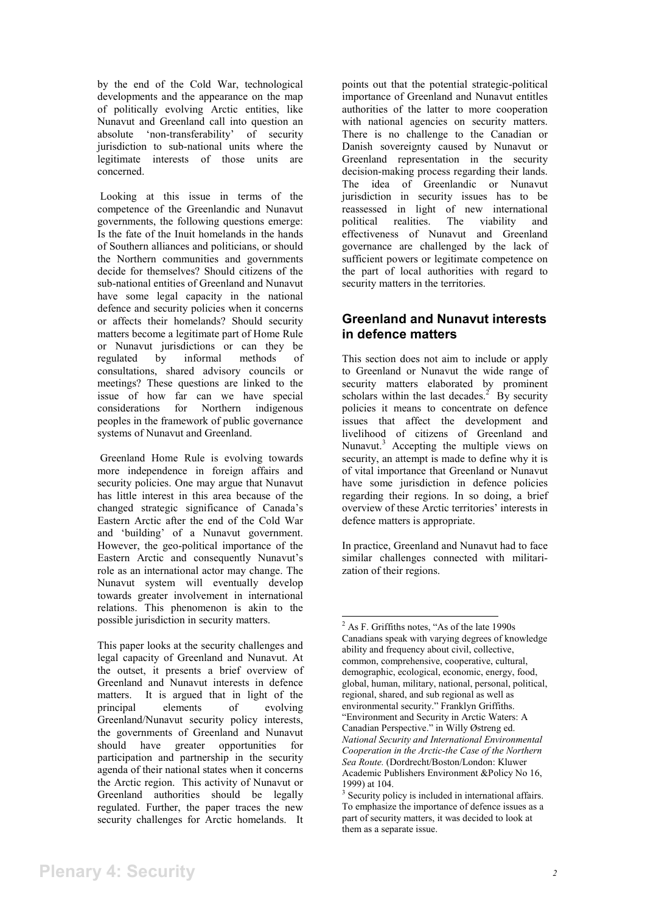by the end of the Cold War, technological developments and the appearance on the map of politically evolving Arctic entities, like Nunavut and Greenland call into question an absolute 'non-transferability' of security jurisdiction to sub-national units where the legitimate interests of those units are concerned.

Looking at this issue in terms of the competence of the Greenlandic and Nunavut governments, the following questions emerge: Is the fate of the Inuit homelands in the hands of Southern alliances and politicians, or should the Northern communities and governments decide for themselves? Should citizens of the sub-national entities of Greenland and Nunavut have some legal capacity in the national defence and security policies when it concerns or affects their homelands? Should security matters become a legitimate part of Home Rule or Nunavut jurisdictions or can they be regulated by informal methods of consultations, shared advisory councils or meetings? These questions are linked to the issue of how far can we have special considerations for Northern indigenous peoples in the framework of public governance systems of Nunavut and Greenland.

Greenland Home Rule is evolving towards more independence in foreign affairs and security policies. One may argue that Nunavut has little interest in this area because of the changed strategic significance of Canada's Eastern Arctic after the end of the Cold War and 'building' of a Nunavut government. However, the geo-political importance of the Eastern Arctic and consequently Nunavut's role as an international actor may change. The Nunavut system will eventually develop towards greater involvement in international relations. This phenomenon is akin to the possible jurisdiction in security matters.

This paper looks at the security challenges and legal capacity of Greenland and Nunavut. At the outset, it presents a brief overview of Greenland and Nunavut interests in defence matters. It is argued that in light of the principal elements of evolving Greenland/Nunavut security policy interests, the governments of Greenland and Nunavut should have greater opportunities for participation and partnership in the security agenda of their national states when it concerns the Arctic region. This activity of Nunavut or Greenland authorities should be legally regulated. Further, the paper traces the new security challenges for Arctic homelands. It points out that the potential strategic-political importance of Greenland and Nunavut entitles authorities of the latter to more cooperation with national agencies on security matters. There is no challenge to the Canadian or Danish sovereignty caused by Nunavut or Greenland representation in the security decision-making process regarding their lands. The idea of Greenlandic or Nunavut jurisdiction in security issues has to be reassessed in light of new international political realities. The viability and effectiveness of Nunavut and Greenland governance are challenged by the lack of sufficient powers or legitimate competence on the part of local authorities with regard to security matters in the territories.

## Greenland and Nunavut interests in defence matters

This section does not aim to include or apply to Greenland or Nunavut the wide range of security matters elaborated by prominent scholars within the last decades.[2] By security policies it means to concentrate on defence issues that affect the development and livelihood of citizens of Greenland and Nunavut.[3] Accepting the multiple views on security, an attempt is made to define why it is of vital importance that Greenland or Nunavut have some jurisdiction in defence policies regarding their regions. In so doing, a brief overview of these Arctic territories' interests in defence matters is appropriate.

In practice, Greenland and Nunavut had to face similar challenges connected with militarization of their regions.

---

[2] As F. Griffiths notes, "As of the late 1990s Canadians speak with varying degrees of knowledge ability and frequency about civil, collective, common, comprehensive, cooperative, cultural, demographic, ecological, economic, energy, food, global, human, military, national, personal, political, regional, shared, and sub regional as well as environmental security." Franklyn Griffiths. "Environment and Security in Arctic Waters: A Canadian Perspective." in Willy Østreng ed. *National Security and International Environmental Cooperation in the Arctic-the Case of the Northern Sea Route.* (Dordrecht/Boston/London: Kluwer Academic Publishers Environment &Policy No 16, 1999) at 104.

[3] Security policy is included in international affairs. To emphasize the importance of defence issues as a part of security matters, it was decided to look at them as a separate issue.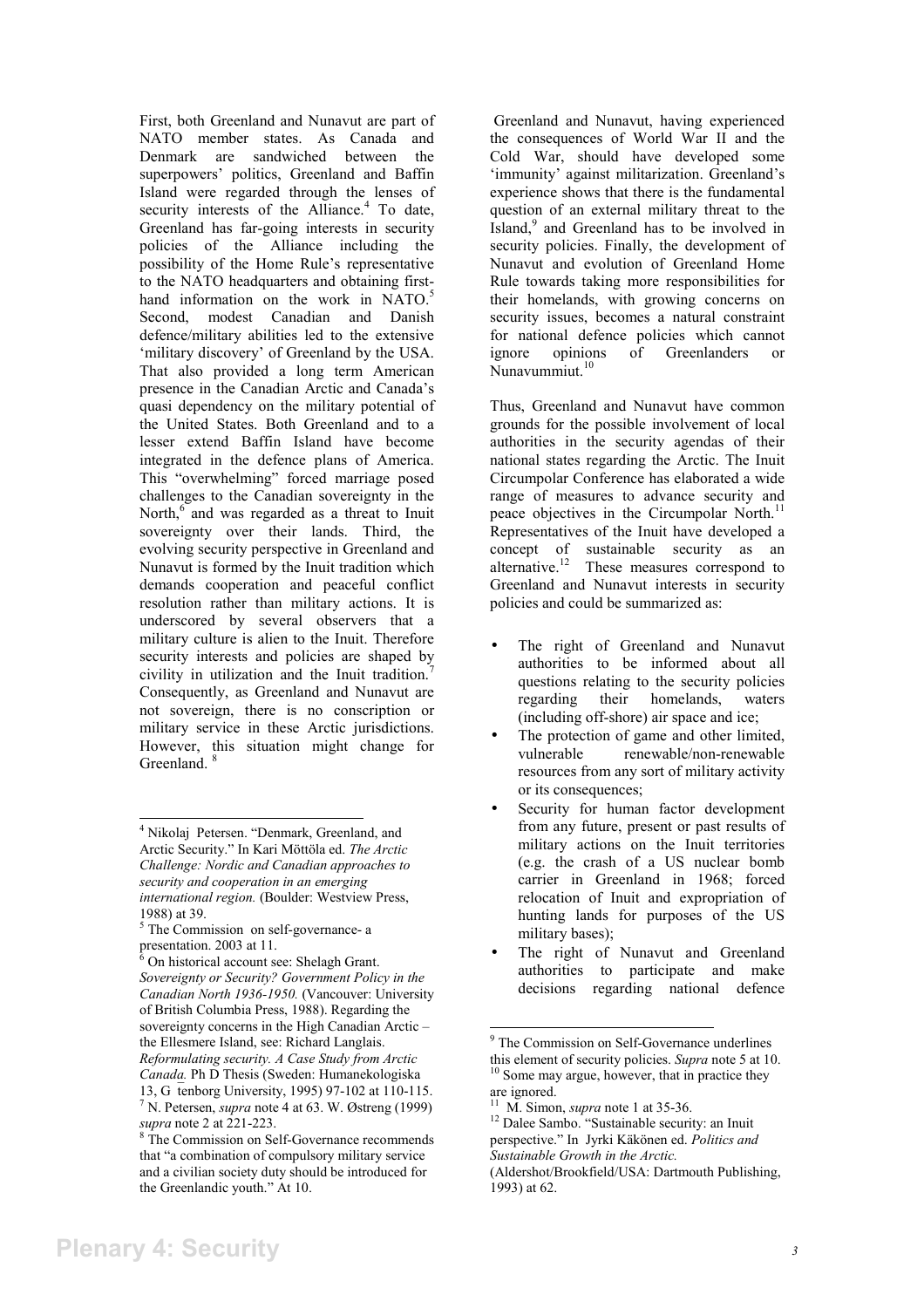First, both Greenland and Nunavut are part of NATO member states. As Canada and Denmark are sandwiched between the superpowers' politics, Greenland and Baffin Island were regarded through the lenses of security interests of the Alliance.[4] To date, Greenland has far-going interests in security policies of the Alliance including the possibility of the Home Rule's representative to the NATO headquarters and obtaining first-hand information on the work in NATO.[5] Second, modest Canadian and Danish defence/military abilities led to the extensive 'military discovery' of Greenland by the USA. That also provided a long term American presence in the Canadian Arctic and Canada's quasi dependency on the military potential of the United States. Both Greenland and to a lesser extend Baffin Island have become integrated in the defence plans of America. This "overwhelming" forced marriage posed challenges to the Canadian sovereignty in the North,[6] and was regarded as a threat to Inuit sovereignty over their lands. Third, the evolving security perspective in Greenland and Nunavut is formed by the Inuit tradition which demands cooperation and peaceful conflict resolution rather than military actions. It is underscored by several observers that a military culture is alien to the Inuit. Therefore security interests and policies are shaped by civility in utilization and the Inuit tradition.[7] Consequently, as Greenland and Nunavut are not sovereign, there is no conscription or military service in these Arctic jurisdictions. However, this situation might change for Greenland.[8]

Greenland and Nunavut, having experienced the consequences of World War II and the Cold War, should have developed some 'immunity' against militarization. Greenland's experience shows that there is the fundamental question of an external military threat to the Island,[9] and Greenland has to be involved in security policies. Finally, the development of Nunavut and evolution of Greenland Home Rule towards taking more responsibilities for their homelands, with growing concerns on security issues, becomes a natural constraint for national defence policies which cannot ignore opinions of Greenlanders or Nunavummiut.[10]

Thus, Greenland and Nunavut have common grounds for the possible involvement of local authorities in the security agendas of their national states regarding the Arctic. The Inuit Circumpolar Conference has elaborated a wide range of measures to advance security and peace objectives in the Circumpolar North.[11] Representatives of the Inuit have developed a concept of sustainable security as an alternative.[12] These measures correspond to Greenland and Nunavut interests in security policies and could be summarized as:

- The right of Greenland and Nunavut authorities to be informed about all questions relating to the security policies regarding their homelands, waters (including off-shore) air space and ice;
- The protection of game and other limited, vulnerable renewable/non-renewable resources from any sort of military activity or its consequences;
- Security for human factor development from any future, present or past results of military actions on the Inuit territories (e.g. the crash of a US nuclear bomb carrier in Greenland in 1968; forced relocation of Inuit and expropriation of hunting lands for purposes of the US military bases);
- The right of Nunavut and Greenland authorities to participate and make decisions regarding national defence

---

[4] Nikolaj Petersen. "Denmark, Greenland, and Arctic Security." In Kari Möttöla ed. *The Arctic Challenge: Nordic and Canadian approaches to security and cooperation in an emerging international region.* (Boulder: Westview Press, 1988) at 39.

[5] The Commission on self-governance- a presentation. 2003 at 11.

[6] On historical account see: Shelagh Grant. *Sovereignty or Security? Government Policy in the Canadian North 1936-1950.* (Vancouver: University of British Columbia Press, 1988). Regarding the sovereignty concerns in the High Canadian Arctic – the Ellesmere Island, see: Richard Langlais. *Reformulating security. A Case Study from Arctic Canada.* Ph D Thesis (Sweden: Humanekologiska 13, G tenborg University, 1995) 97-102 at 110-115.

[7] N. Petersen, *supra* note 4 at 63. W. Østreng (1999) *supra* note 2 at 221-223.

[8] The Commission on Self-Governance recommends that "a combination of compulsory military service and a civilian society duty should be introduced for the Greenlandic youth." At 10.

[9] The Commission on Self-Governance underlines this element of security policies. *Supra* note 5 at 10.

[10] Some may argue, however, that in practice they are ignored.

[11] M. Simon, *supra* note 1 at 35-36.

[12] Dalee Sambo. "Sustainable security: an Inuit perspective." In Jyrki Käkönen ed. *Politics and Sustainable Growth in the Arctic.* (Aldershot/Brookfield/USA: Dartmouth Publishing, 1993) at 62.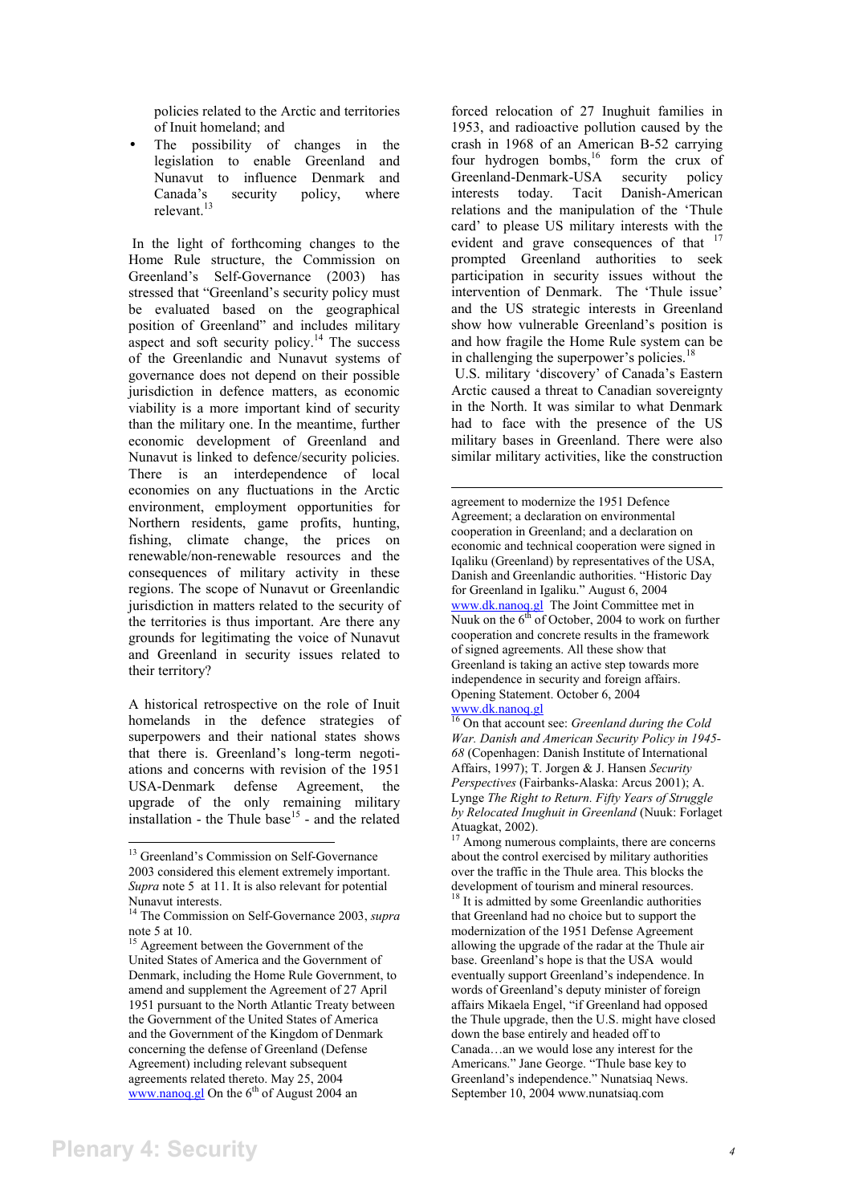policies related to the Arctic and territories of Inuit homeland; and

- The possibility of changes in the legislation to enable Greenland and Nunavut to influence Denmark and Canada's security policy, where relevant.[13]

In the light of forthcoming changes to the Home Rule structure, the Commission on Greenland's Self-Governance (2003) has stressed that "Greenland's security policy must be evaluated based on the geographical position of Greenland" and includes military aspect and soft security policy.[14] The success of the Greenlandic and Nunavut systems of governance does not depend on their possible jurisdiction in defence matters, as economic viability is a more important kind of security than the military one. In the meantime, further economic development of Greenland and Nunavut is linked to defence/security policies. There is an interdependence of local economies on any fluctuations in the Arctic environment, employment opportunities for Northern residents, game profits, hunting, fishing, climate change, the prices on renewable/non-renewable resources and the consequences of military activity in these regions. The scope of Nunavut or Greenlandic jurisdiction in matters related to the security of the territories is thus important. Are there any grounds for legitimating the voice of Nunavut and Greenland in security issues related to their territory?

A historical retrospective on the role of Inuit homelands in the defence strategies of superpowers and their national states shows that there is. Greenland's long-term negotiations and concerns with revision of the 1951 USA-Denmark defense Agreement, the upgrade of the only remaining military installation - the Thule base[15] - and the related forced relocation of 27 Inughuit families in 1953, and radioactive pollution caused by the crash in 1968 of an American B-52 carrying four hydrogen bombs,[16] form the crux of Greenland-Denmark-USA security policy interests today. Tacit Danish-American relations and the manipulation of the 'Thule card' to please US military interests with the evident and grave consequences of that [17] prompted Greenland authorities to seek participation in security issues without the intervention of Denmark. The 'Thule issue' and the US strategic interests in Greenland show how vulnerable Greenland's position is and how fragile the Home Rule system can be in challenging the superpower's policies.[18]

U.S. military 'discovery' of Canada's Eastern Arctic caused a threat to Canadian sovereignty in the North. It was similar to what Denmark had to face with the presence of the US military bases in Greenland. There were also similar military activities, like the construction

---

[13] Greenland's Commission on Self-Governance 2003 considered this element extremely important. *Supra* note 5 at 11. It is also relevant for potential Nunavut interests.

[14] The Commission on Self-Governance 2003, *supra* note 5 at 10.

[15] Agreement between the Government of the United States of America and the Government of Denmark, including the Home Rule Government, to amend and supplement the Agreement of 27 April 1951 pursuant to the North Atlantic Treaty between the Government of the United States of America and the Government of the Kingdom of Denmark concerning the defense of Greenland (Defense Agreement) including relevant subsequent agreements related thereto. May 25, 2004 www.nanoq.gl On the 6th of August 2004 an agreement to modernize the 1951 Defence Agreement; a declaration on environmental cooperation in Greenland; and a declaration on economic and technical cooperation were signed in Iqaliku (Greenland) by representatives of the USA, Danish and Greenlandic authorities. "Historic Day for Greenland in Igaliku." August 6, 2004 www.dk.nanoq.gl The Joint Committee met in Nuuk on the 6th of October, 2004 to work on further cooperation and concrete results in the framework of signed agreements. All these show that Greenland is taking an active step towards more independence in security and foreign affairs. Opening Statement. October 6, 2004 www.dk.nanoq.gl

[16] On that account see: *Greenland during the Cold War. Danish and American Security Policy in 1945-68* (Copenhagen: Danish Institute of International Affairs, 1997); T. Jorgen & J. Hansen *Security Perspectives* (Fairbanks-Alaska: Arcus 2001); A. Lynge *The Right to Return. Fifty Years of Struggle by Relocated Inughuit in Greenland* (Nuuk: Forlaget Atuagkat, 2002).

[17] Among numerous complaints, there are concerns about the control exercised by military authorities over the traffic in the Thule area. This blocks the development of tourism and mineral resources.

[18] It is admitted by some Greenlandic authorities that Greenland had no choice but to support the modernization of the 1951 Defense Agreement allowing the upgrade of the radar at the Thule air base. Greenland's hope is that the USA would eventually support Greenland's independence. In words of Greenland's deputy minister of foreign affairs Mikaela Engel, "if Greenland had opposed the Thule upgrade, then the U.S. might have closed down the base entirely and headed off to Canada…an we would lose any interest for the Americans." Jane George. "Thule base key to Greenland's independence." Nunatsiaq News. September 10, 2004 www.nunatsiaq.com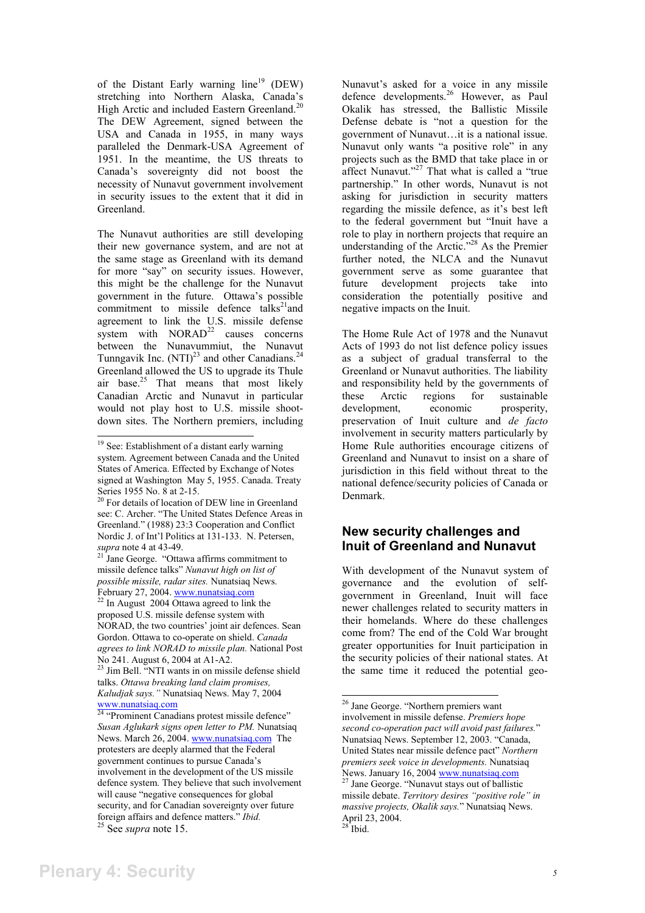of the Distant Early warning line[19] (DEW) stretching into Northern Alaska, Canada's High Arctic and included Eastern Greenland.[20] The DEW Agreement, signed between the USA and Canada in 1955, in many ways paralleled the Denmark-USA Agreement of 1951. In the meantime, the US threats to Canada's sovereignty did not boost the necessity of Nunavut government involvement in security issues to the extent that it did in Greenland.

The Nunavut authorities are still developing their new governance system, and are not at the same stage as Greenland with its demand for more "say" on security issues. However, this might be the challenge for the Nunavut government in the future. Ottawa's possible commitment to missile defence talks[21] and agreement to link the U.S. missile defense system with NORAD[22] causes concerns between the Nunavummiut, the Nunavut Tunngavik Inc. (NTI)[23] and other Canadians.[24] Greenland allowed the US to upgrade its Thule air base.[25] That means that most likely Canadian Arctic and Nunavut in particular would not play host to U.S. missile shoot-down sites. The Northern premiers, including Nunavut's asked for a voice in any missile defence developments.[26] However, as Paul Okalik has stressed, the Ballistic Missile Defense debate is "not a question for the government of Nunavut…it is a national issue. Nunavut only wants "a positive role" in any projects such as the BMD that take place in or affect Nunavut."[27] That what is called a "true partnership." In other words, Nunavut is not asking for jurisdiction in security matters regarding the missile defence, as it's best left to the federal government but "Inuit have a role to play in northern projects that require an understanding of the Arctic."[28] As the Premier further noted, the NLCA and the Nunavut government serve as some guarantee that future development projects take into consideration the potentially positive and negative impacts on the Inuit.

The Home Rule Act of 1978 and the Nunavut Acts of 1993 do not list defence policy issues as a subject of gradual transferral to the Greenland or Nunavut authorities. The liability and responsibility held by the governments of these Arctic regions for sustainable development, economic prosperity, preservation of Inuit culture and *de facto* involvement in security matters particularly by Home Rule authorities encourage citizens of Greenland and Nunavut to insist on a share of jurisdiction in this field without threat to the national defence/security policies of Canada or Denmark.

## New security challenges and Inuit of Greenland and Nunavut

With development of the Nunavut system of governance and the evolution of self-government in Greenland, Inuit will face newer challenges related to security matters in their homelands. Where do these challenges come from? The end of the Cold War brought greater opportunities for Inuit participation in the security policies of their national states. At the same time it reduced the potential geo-

---

[19] See: Establishment of a distant early warning system. Agreement between Canada and the United States of America. Effected by Exchange of Notes signed at Washington May 5, 1955. Canada. Treaty Series 1955 No. 8 at 2-15.

[20] For details of location of DEW line in Greenland see: C. Archer. "The United States Defence Areas in Greenland." (1988) 23:3 Cooperation and Conflict Nordic J. of Int'l Politics at 131-133. N. Petersen, *supra* note 4 at 43-49.

[21] Jane George. "Ottawa affirms commitment to missile defence talks" *Nunavut high on list of possible missile, radar sites.* Nunatsiaq News. February 27, 2004. www.nunatsiaq.com

[22] In August 2004 Ottawa agreed to link the proposed U.S. missile defense system with NORAD, the two countries' joint air defences. Sean Gordon. Ottawa to co-operate on shield. *Canada agrees to link NORAD to missile plan.* National Post No 241. August 6, 2004 at A1-A2.

[23] Jim Bell. "NTI wants in on missile defense shield talks. *Ottawa breaking land claim promises, Kaludjak says."* Nunatsiaq News. May 7, 2004 www.nunatsiaq.com

[24] "Prominent Canadians protest missile defence" *Susan Aglukark signs open letter to PM.* Nunatsiaq News. March 26, 2004. www.nunatsiaq.com The protesters are deeply alarmed that the Federal government continues to pursue Canada's involvement in the development of the US missile defence system. They believe that such involvement will cause "negative consequences for global security, and for Canadian sovereignty over future foreign affairs and defence matters." *Ibid.*

[25] See *supra* note 15.

[26] Jane George. "Northern premiers want involvement in missile defense. *Premiers hope second co-operation pact will avoid past failures.*" Nunatsiaq News. September 12, 2003. "Canada, United States near missile defence pact" *Northern premiers seek voice in developments.* Nunatsiaq News. January 16, 2004 www.nunatsiaq.com

[27] Jane George. "Nunavut stays out of ballistic missile debate. *Territory desires "positive role" in massive projects, Okalik says.*" Nunatsiaq News. April 23, 2004.

[28] Ibid.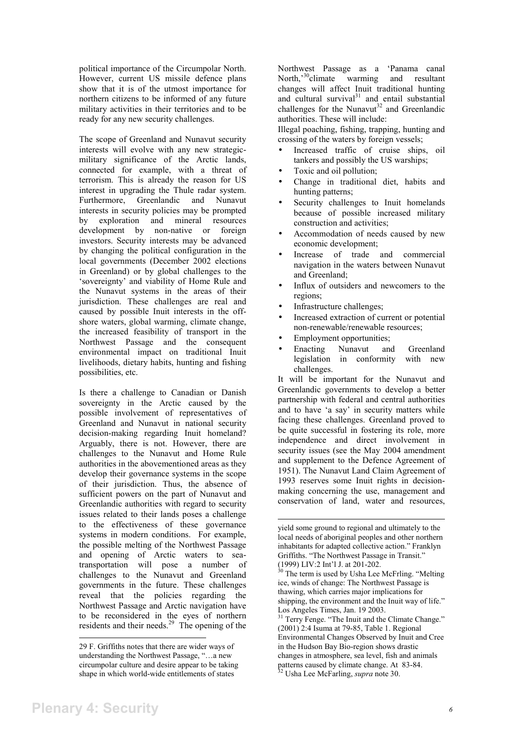political importance of the Circumpolar North. However, current US missile defence plans show that it is of the utmost importance for northern citizens to be informed of any future military activities in their territories and to be ready for any new security challenges.

The scope of Greenland and Nunavut security interests will evolve with any new strategic-military significance of the Arctic lands, connected for example, with a threat of terrorism. This is already the reason for US interest in upgrading the Thule radar system. Furthermore, Greenlandic and Nunavut interests in security policies may be prompted by exploration and mineral resources development by non-native or foreign investors. Security interests may be advanced by changing the political configuration in the local governments (December 2002 elections in Greenland) or by global challenges to the 'sovereignty' and viability of Home Rule and the Nunavut systems in the areas of their jurisdiction. These challenges are real and caused by possible Inuit interests in the off-shore waters, global warming, climate change, the increased feasibility of transport in the Northwest Passage and the consequent environmental impact on traditional Inuit livelihoods, dietary habits, hunting and fishing possibilities, etc.

Is there a challenge to Canadian or Danish sovereignty in the Arctic caused by the possible involvement of representatives of Greenland and Nunavut in national security decision-making regarding Inuit homeland? Arguably, there is not. However, there are challenges to the Nunavut and Home Rule authorities in the abovementioned areas as they develop their governance systems in the scope of their jurisdiction. Thus, the absence of sufficient powers on the part of Nunavut and Greenlandic authorities with regard to security issues related to their lands poses a challenge to the effectiveness of these governance systems in modern conditions. For example, the possible melting of the Northwest Passage and opening of Arctic waters to sea-transportation will pose a number of challenges to the Nunavut and Greenland governments in the future. These challenges reveal that the policies regarding the Northwest Passage and Arctic navigation have to be reconsidered in the eyes of northern residents and their needs.[29] The opening of the Northwest Passage as a 'Panama canal North,'[30] climate warming and resultant changes will affect Inuit traditional hunting and cultural survival[31] and entail substantial challenges for the Nunavut[32] and Greenlandic authorities. These will include:

Illegal poaching, fishing, trapping, hunting and crossing of the waters by foreign vessels;

- Increased traffic of cruise ships, oil tankers and possibly the US warships;
- Toxic and oil pollution;
- Change in traditional diet, habits and hunting patterns;
- Security challenges to Inuit homelands because of possible increased military construction and activities;
- Accommodation of needs caused by new economic development;
- Increase of trade and commercial navigation in the waters between Nunavut and Greenland;
- Influx of outsiders and newcomers to the regions;
- Infrastructure challenges;
- Increased extraction of current or potential non-renewable/renewable resources;
- Employment opportunities;
- Enacting Nunavut and Greenland legislation in conformity with new challenges.

It will be important for the Nunavut and Greenlandic governments to develop a better partnership with federal and central authorities and to have 'a say' in security matters while facing these challenges. Greenland proved to be quite successful in fostering its role, more independence and direct involvement in security issues (see the May 2004 amendment and supplement to the Defence Agreement of 1951). The Nunavut Land Claim Agreement of 1993 reserves some Inuit rights in decision-making concerning the use, management and conservation of land, water and resources,

---

29 F. Griffiths notes that there are wider ways of understanding the Northwest Passage, "…a new circumpolar culture and desire appear to be taking shape in which world-wide entitlements of states yield some ground to regional and ultimately to the local needs of aboriginal peoples and other northern inhabitants for adapted collective action." Franklyn Griffiths. "The Northwest Passage in Transit." (1999) LIV:2 Int'l J. at 201-202.

30 The term is used by Usha Lee McFrling. "Melting ice, winds of change: The Northwest Passage is thawing, which carries major implications for shipping, the environment and the Inuit way of life." Los Angeles Times, Jan. 19 2003.

31 Terry Fenge. "The Inuit and the Climate Change." (2001) 2:4 Isuma at 79-85, Table 1. Regional Environmental Changes Observed by Inuit and Cree in the Hudson Bay Bio-region shows drastic changes in atmosphere, sea level, fish and animals patterns caused by climate change. At 83-84.

32 Usha Lee McFarling, *supra* note 30.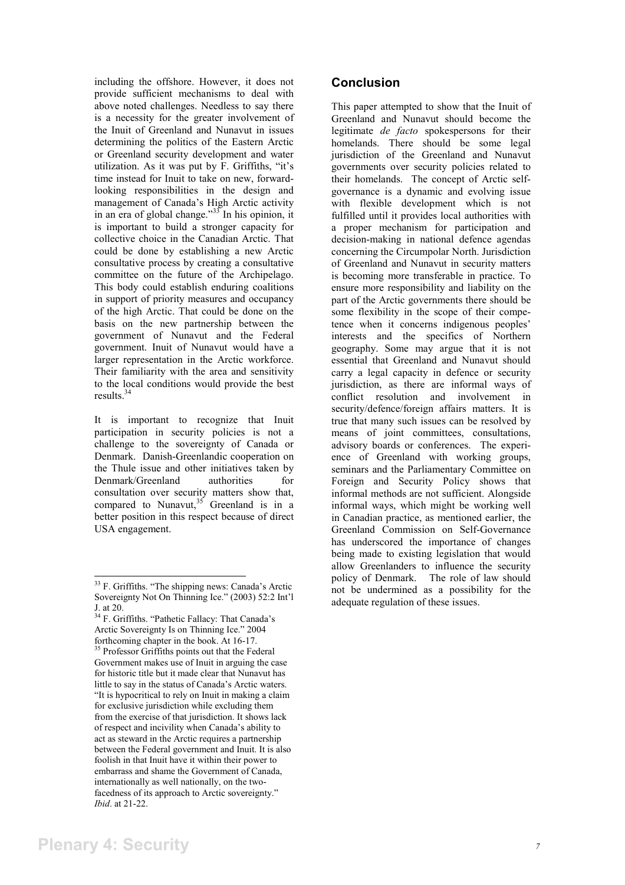including the offshore. However, it does not provide sufficient mechanisms to deal with above noted challenges. Needless to say there is a necessity for the greater involvement of the Inuit of Greenland and Nunavut in issues determining the politics of the Eastern Arctic or Greenland security development and water utilization. As it was put by F. Griffiths, "it's time instead for Inuit to take on new, forward-looking responsibilities in the design and management of Canada's High Arctic activity in an era of global change."[33] In his opinion, it is important to build a stronger capacity for collective choice in the Canadian Arctic. That could be done by establishing a new Arctic consultative process by creating a consultative committee on the future of the Archipelago. This body could establish enduring coalitions in support of priority measures and occupancy of the high Arctic. That could be done on the basis on the new partnership between the government of Nunavut and the Federal government. Inuit of Nunavut would have a larger representation in the Arctic workforce. Their familiarity with the area and sensitivity to the local conditions would provide the best results.[34]

It is important to recognize that Inuit participation in security policies is not a challenge to the sovereignty of Canada or Denmark. Danish-Greenlandic cooperation on the Thule issue and other initiatives taken by Denmark/Greenland authorities for consultation over security matters show that, compared to Nunavut,[35] Greenland is in a better position in this respect because of direct USA engagement.

## Conclusion

This paper attempted to show that the Inuit of Greenland and Nunavut should become the legitimate *de facto* spokespersons for their homelands. There should be some legal jurisdiction of the Greenland and Nunavut governments over security policies related to their homelands. The concept of Arctic self-governance is a dynamic and evolving issue with flexible development which is not fulfilled until it provides local authorities with a proper mechanism for participation and decision-making in national defence agendas concerning the Circumpolar North. Jurisdiction of Greenland and Nunavut in security matters is becoming more transferable in practice. To ensure more responsibility and liability on the part of the Arctic governments there should be some flexibility in the scope of their competence when it concerns indigenous peoples' interests and the specifics of Northern geography. Some may argue that it is not essential that Greenland and Nunavut should carry a legal capacity in defence or security jurisdiction, as there are informal ways of conflict resolution and involvement in security/defence/foreign affairs matters. It is true that many such issues can be resolved by means of joint committees, consultations, advisory boards or conferences. The experience of Greenland with working groups, seminars and the Parliamentary Committee on Foreign and Security Policy shows that informal methods are not sufficient. Alongside informal ways, which might be working well in Canadian practice, as mentioned earlier, the Greenland Commission on Self-Governance has underscored the importance of changes being made to existing legislation that would allow Greenlanders to influence the security policy of Denmark. The role of law should not be undermined as a possibility for the adequate regulation of these issues.

---

[33] F. Griffiths. "The shipping news: Canada's Arctic Sovereignty Not On Thinning Ice." (2003) 52:2 Int'l J. at 20.

[34] F. Griffiths. "Pathetic Fallacy: That Canada's Arctic Sovereignty Is on Thinning Ice." 2004 forthcoming chapter in the book. At 16-17.

[35] Professor Griffiths points out that the Federal Government makes use of Inuit in arguing the case for historic title but it made clear that Nunavut has little to say in the status of Canada's Arctic waters. "It is hypocritical to rely on Inuit in making a claim for exclusive jurisdiction while excluding them from the exercise of that jurisdiction. It shows lack of respect and incivility when Canada's ability to act as steward in the Arctic requires a partnership between the Federal government and Inuit. It is also foolish in that Inuit have it within their power to embarrass and shame the Government of Canada, internationally as well nationally, on the two-facedness of its approach to Arctic sovereignty." *Ibid*. at 21-22.